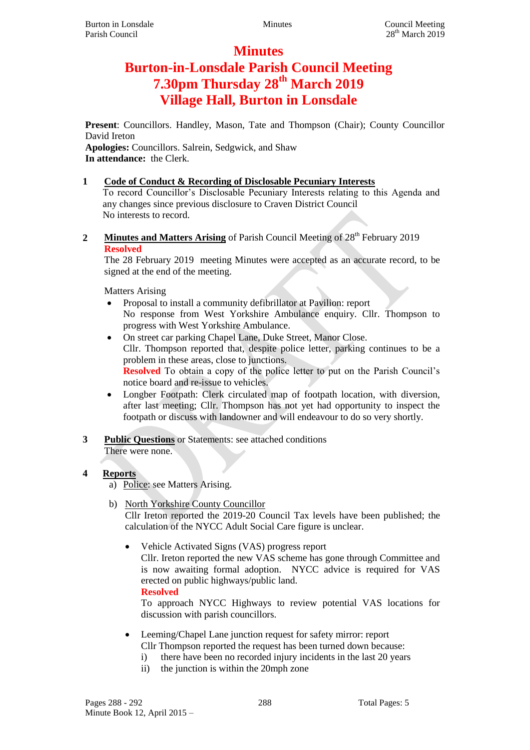# Minutes

# Burton-in-Lonsdale Parish Council Meeting
# 7.30pm Thursday 28th March 2019
# Village Hall, Burton in Lonsdale

**Present**: Councillors. Handley, Mason, Tate and Thompson (Chair); County Councillor David Ireton

**Apologies:** Councillors. Salrein, Sedgwick, and Shaw

**In attendance:** the Clerk.

**1 Code of Conduct & Recording of Disclosable Pecuniary Interests**

To record Councillor's Disclosable Pecuniary Interests relating to this Agenda and any changes since previous disclosure to Craven District Council

No interests to record.

**2 Minutes and Matters Arising** of Parish Council Meeting of 28th February 2019

**Resolved**

The 28 February 2019 meeting Minutes were accepted as an accurate record, to be signed at the end of the meeting.

Matters Arising

- Proposal to install a community defibrillator at Pavilion: report
  No response from West Yorkshire Ambulance enquiry. Cllr. Thompson to progress with West Yorkshire Ambulance.
- On street car parking Chapel Lane, Duke Street, Manor Close.
  Cllr. Thompson reported that, despite police letter, parking continues to be a problem in these areas, close to junctions.
  **Resolved** To obtain a copy of the police letter to put on the Parish Council's notice board and re-issue to vehicles.
- Longber Footpath: Clerk circulated map of footpath location, with diversion, after last meeting; Cllr. Thompson has not yet had opportunity to inspect the footpath or discuss with landowner and will endeavour to do so very shortly.

**3 Public Questions** or Statements: see attached conditions

There were none.

**4 Reports**

a) Police: see Matters Arising.

b) North Yorkshire County Councillor

Cllr Ireton reported the 2019-20 Council Tax levels have been published; the calculation of the NYCC Adult Social Care figure is unclear.

- Vehicle Activated Signs (VAS) progress report
  Cllr. Ireton reported the new VAS scheme has gone through Committee and is now awaiting formal adoption. NYCC advice is required for VAS erected on public highways/public land.
  **Resolved**
  To approach NYCC Highways to review potential VAS locations for discussion with parish councillors.
- Leeming/Chapel Lane junction request for safety mirror: report
  Cllr Thompson reported the request has been turned down because:
  i) there have been no recorded injury incidents in the last 20 years
  ii) the junction is within the 20mph zone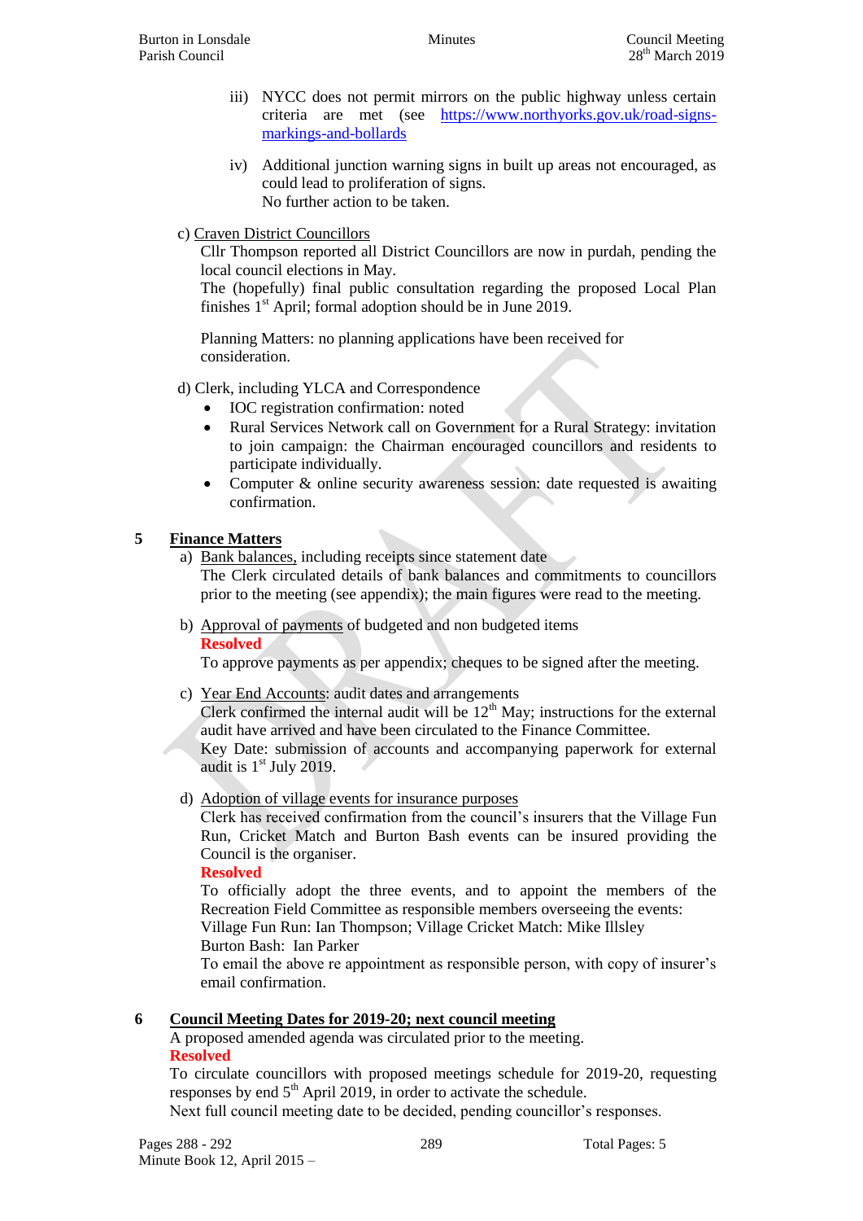iii) NYCC does not permit mirrors on the public highway unless certain criteria are met (see https://www.northyorks.gov.uk/road-signs-markings-and-bollards

iv) Additional junction warning signs in built up areas not encouraged, as could lead to proliferation of signs.
No further action to be taken.

c) Craven District Councillors
Cllr Thompson reported all District Councillors are now in purdah, pending the local council elections in May.
The (hopefully) final public consultation regarding the proposed Local Plan finishes 1st April; formal adoption should be in June 2019.

Planning Matters: no planning applications have been received for consideration.

d) Clerk, including YLCA and Correspondence

- IOC registration confirmation: noted
- Rural Services Network call on Government for a Rural Strategy: invitation to join campaign: the Chairman encouraged councillors and residents to participate individually.
- Computer & online security awareness session: date requested is awaiting confirmation.

## 5 Finance Matters

a) Bank balances, including receipts since statement date
The Clerk circulated details of bank balances and commitments to councillors prior to the meeting (see appendix); the main figures were read to the meeting.

b) Approval of payments of budgeted and non budgeted items
**Resolved**
To approve payments as per appendix; cheques to be signed after the meeting.

c) Year End Accounts: audit dates and arrangements
Clerk confirmed the internal audit will be 12th May; instructions for the external audit have arrived and have been circulated to the Finance Committee.
Key Date: submission of accounts and accompanying paperwork for external audit is 1st July 2019.

d) Adoption of village events for insurance purposes
Clerk has received confirmation from the council's insurers that the Village Fun Run, Cricket Match and Burton Bash events can be insured providing the Council is the organiser.
**Resolved**
To officially adopt the three events, and to appoint the members of the Recreation Field Committee as responsible members overseeing the events:
Village Fun Run: Ian Thompson; Village Cricket Match: Mike Illsley
Burton Bash: Ian Parker
To email the above re appointment as responsible person, with copy of insurer's email confirmation.

## 6 Council Meeting Dates for 2019-20; next council meeting

A proposed amended agenda was circulated prior to the meeting.
**Resolved**
To circulate councillors with proposed meetings schedule for 2019-20, requesting responses by end 5th April 2019, in order to activate the schedule.
Next full council meeting date to be decided, pending councillor's responses.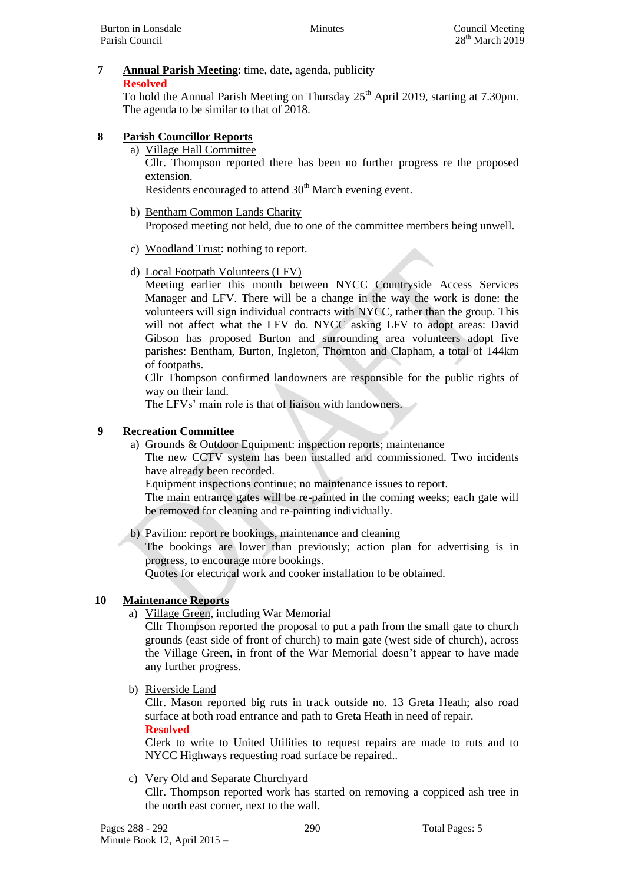**7** **Annual Parish Meeting**: time, date, agenda, publicity

**Resolved**

To hold the Annual Parish Meeting on Thursday 25th April 2019, starting at 7.30pm. The agenda to be similar to that of 2018.

**8** **Parish Councillor Reports**

a) Village Hall Committee

Cllr. Thompson reported there has been no further progress re the proposed extension.

Residents encouraged to attend 30th March evening event.

b) Bentham Common Lands Charity

Proposed meeting not held, due to one of the committee members being unwell.

c) Woodland Trust: nothing to report.

d) Local Footpath Volunteers (LFV)

Meeting earlier this month between NYCC Countryside Access Services Manager and LFV. There will be a change in the way the work is done: the volunteers will sign individual contracts with NYCC, rather than the group. This will not affect what the LFV do. NYCC asking LFV to adopt areas: David Gibson has proposed Burton and surrounding area volunteers adopt five parishes: Bentham, Burton, Ingleton, Thornton and Clapham, a total of 144km of footpaths.

Cllr Thompson confirmed landowners are responsible for the public rights of way on their land.

The LFVs' main role is that of liaison with landowners.

**9** **Recreation Committee**

a) Grounds & Outdoor Equipment: inspection reports; maintenance

The new CCTV system has been installed and commissioned. Two incidents have already been recorded.

Equipment inspections continue; no maintenance issues to report.

The main entrance gates will be re-painted in the coming weeks; each gate will be removed for cleaning and re-painting individually.

b) Pavilion: report re bookings, maintenance and cleaning

The bookings are lower than previously; action plan for advertising is in progress, to encourage more bookings.

Quotes for electrical work and cooker installation to be obtained.

**10** **Maintenance Reports**

a) Village Green, including War Memorial

Cllr Thompson reported the proposal to put a path from the small gate to church grounds (east side of front of church) to main gate (west side of church), across the Village Green, in front of the War Memorial doesn't appear to have made any further progress.

b) Riverside Land

Cllr. Mason reported big ruts in track outside no. 13 Greta Heath; also road surface at both road entrance and path to Greta Heath in need of repair.

**Resolved**

Clerk to write to United Utilities to request repairs are made to ruts and to NYCC Highways requesting road surface be repaired..

c) Very Old and Separate Churchyard

Cllr. Thompson reported work has started on removing a coppiced ash tree in the north east corner, next to the wall.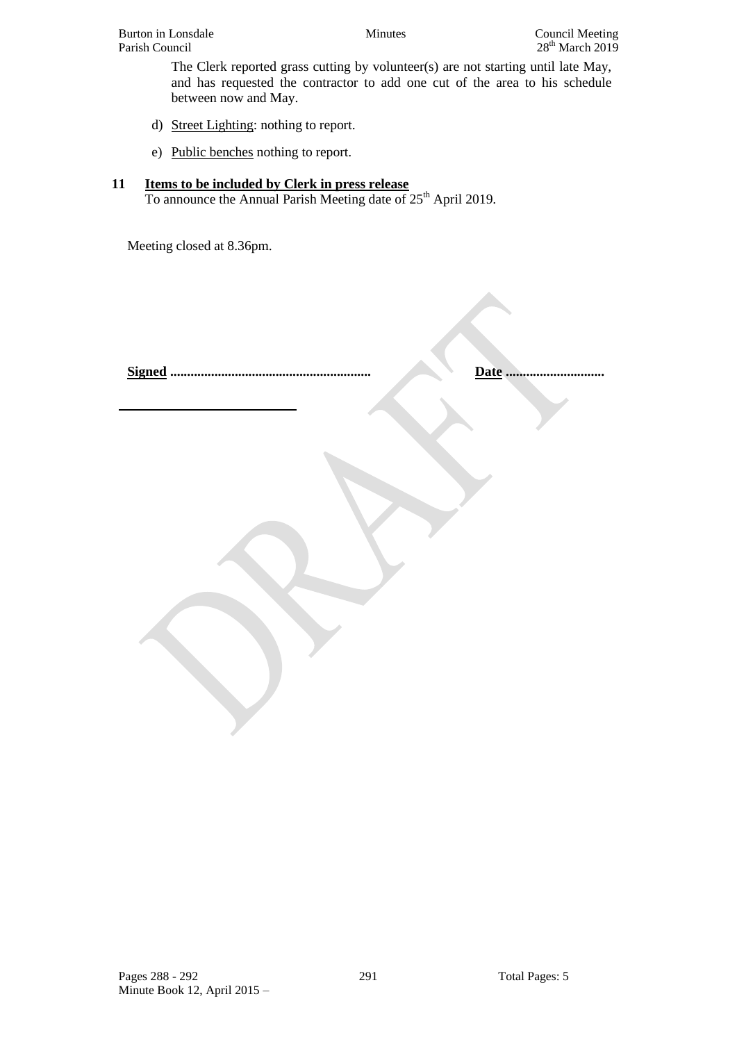The Clerk reported grass cutting by volunteer(s) are not starting until late May, and has requested the contractor to add one cut of the area to his schedule between now and May.

d) Street Lighting: nothing to report.

e) Public benches nothing to report.

**11 Items to be included by Clerk in press release**

To announce the Annual Parish Meeting date of 25th April 2019.

Meeting closed at 8.36pm.

**Signed ..........................................................** **Date ............................**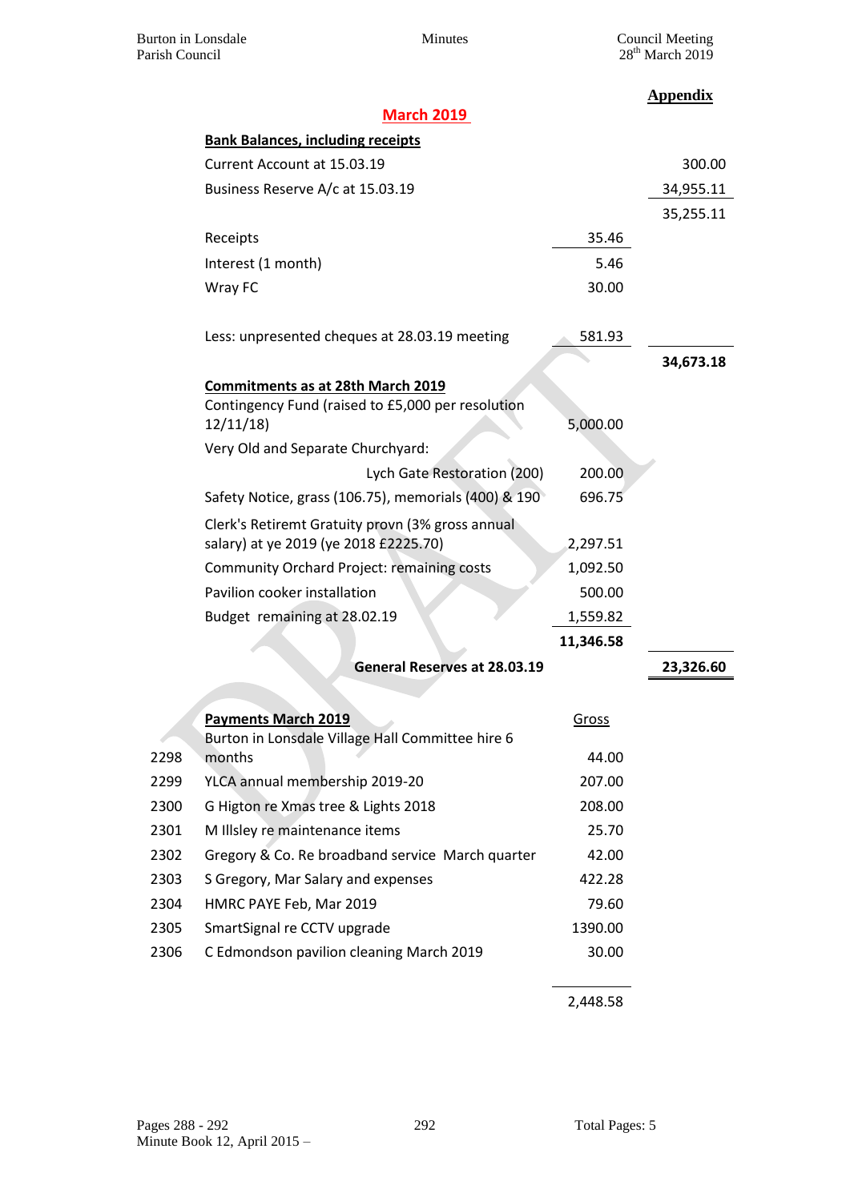**Appendix**

## March 2019

| | | |
|---|---|---|
| **Bank Balances, including receipts** | | |
| Current Account at 15.03.19 | | 300.00 |
| Business Reserve A/c at 15.03.19 | | 34,955.11 |
| | | 35,255.11 |
| Receipts | 35.46 | |
| Interest (1 month) | 5.46 | |
| Wray FC | 30.00 | |
| Less: unpresented cheques at 28.03.19 meeting | 581.93 | |
| | | **34,673.18** |
| **Commitments as at 28th March 2019** | | |
| Contingency Fund (raised to £5,000 per resolution 12/11/18) | 5,000.00 | |
| Very Old and Separate Churchyard: | | |
| Lych Gate Restoration (200) | 200.00 | |
| Safety Notice, grass (106.75), memorials (400) & 190 | 696.75 | |
| Clerk's Retiremt Gratuity provn (3% gross annual salary) at ye 2019 (ye 2018 £2225.70) | 2,297.51 | |
| Community Orchard Project: remaining costs | 1,092.50 | |
| Pavilion cooker installation | 500.00 | |
| Budget remaining at 28.02.19 | 1,559.82 | |
| | **11,346.58** | |
| **General Reserves at 28.03.19** | | **23,326.60** |

| | **Payments March 2019** | Gross |
|---|---|---|
| 2298 | Burton in Lonsdale Village Hall Committee hire 6 months | 44.00 |
| 2299 | YLCA annual membership 2019-20 | 207.00 |
| 2300 | G Higton re Xmas tree & Lights 2018 | 208.00 |
| 2301 | M Illsley re maintenance items | 25.70 |
| 2302 | Gregory & Co. Re broadband service March quarter | 42.00 |
| 2303 | S Gregory, Mar Salary and expenses | 422.28 |
| 2304 | HMRC PAYE Feb, Mar 2019 | 79.60 |
| 2305 | SmartSignal re CCTV upgrade | 1390.00 |
| 2306 | C Edmondson pavilion cleaning March 2019 | 30.00 |
| | | 2,448.58 |